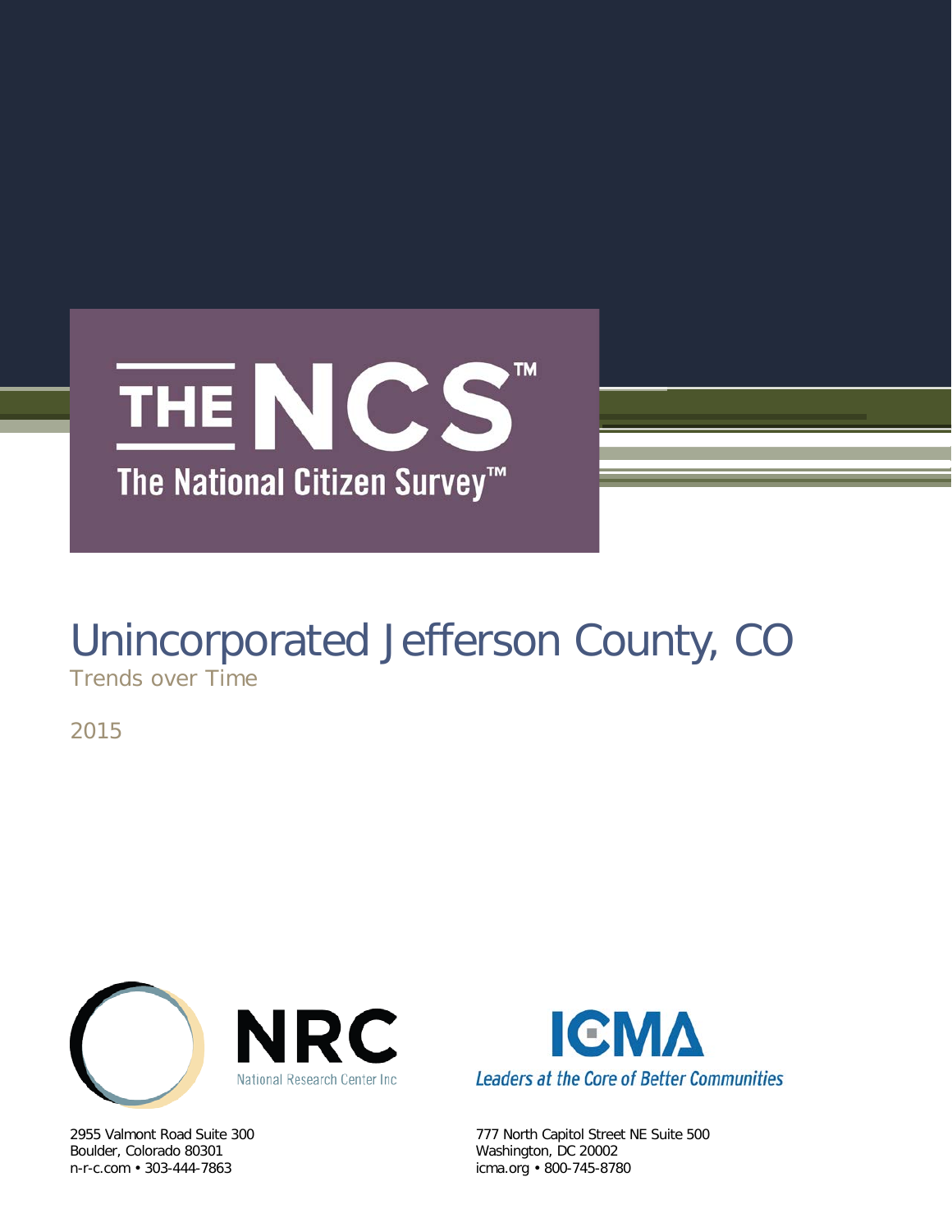# THE NCS™

## The National Citizen Survey™

# Unincorporated Jefferson County, CO

Trends over Time

2015

NRC
National Research Center Inc

2955 Valmont Road Suite 300
Boulder, Colorado 80301
n-r-c.com • 303-444-7863

ICMA
*Leaders at the Core of Better Communities*

777 North Capitol Street NE Suite 500
Washington, DC 20002
icma.org • 800-745-8780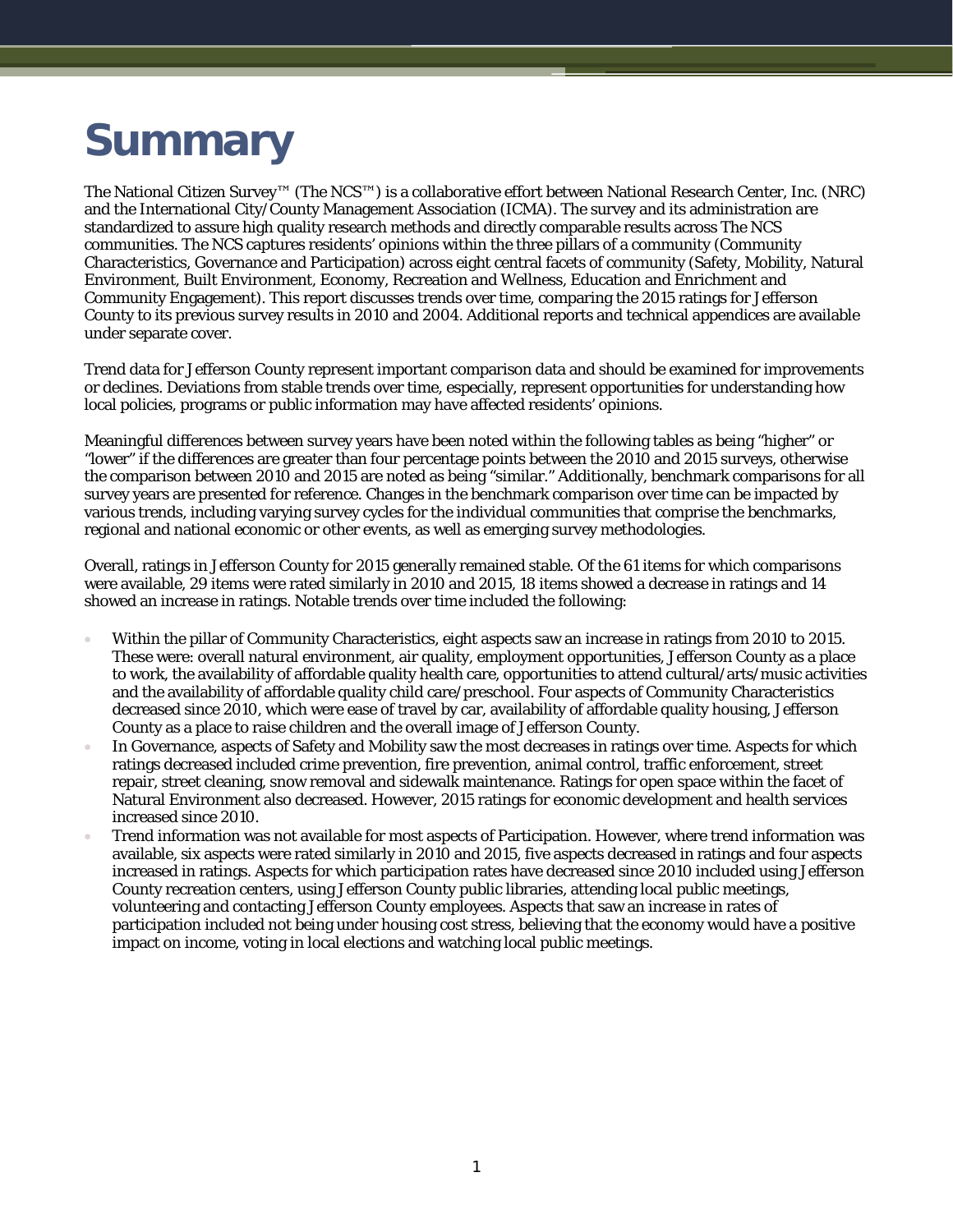# Summary

The National Citizen Survey™ (The NCS™) is a collaborative effort between National Research Center, Inc. (NRC) and the International City/County Management Association (ICMA). The survey and its administration are standardized to assure high quality research methods and directly comparable results across The NCS communities. The NCS captures residents' opinions within the three pillars of a community (Community Characteristics, Governance and Participation) across eight central facets of community (Safety, Mobility, Natural Environment, Built Environment, Economy, Recreation and Wellness, Education and Enrichment and Community Engagement). This report discusses trends over time, comparing the 2015 ratings for Jefferson County to its previous survey results in 2010 and 2004. Additional reports and technical appendices are available under separate cover.

Trend data for Jefferson County represent important comparison data and should be examined for improvements or declines. Deviations from stable trends over time, especially, represent opportunities for understanding how local policies, programs or public information may have affected residents' opinions.

Meaningful differences between survey years have been noted within the following tables as being "higher" or "lower" if the differences are greater than four percentage points between the 2010 and 2015 surveys, otherwise the comparison between 2010 and 2015 are noted as being "similar." Additionally, benchmark comparisons for all survey years are presented for reference. Changes in the benchmark comparison over time can be impacted by various trends, including varying survey cycles for the individual communities that comprise the benchmarks, regional and national economic or other events, as well as emerging survey methodologies.

Overall, ratings in Jefferson County for 2015 generally remained stable. Of the 61 items for which comparisons were available, 29 items were rated similarly in 2010 and 2015, 18 items showed a decrease in ratings and 14 showed an increase in ratings. Notable trends over time included the following:

- Within the pillar of Community Characteristics, eight aspects saw an increase in ratings from 2010 to 2015. These were: overall natural environment, air quality, employment opportunities, Jefferson County as a place to work, the availability of affordable quality health care, opportunities to attend cultural/arts/music activities and the availability of affordable quality child care/preschool. Four aspects of Community Characteristics decreased since 2010, which were ease of travel by car, availability of affordable quality housing, Jefferson County as a place to raise children and the overall image of Jefferson County.
- In Governance, aspects of Safety and Mobility saw the most decreases in ratings over time. Aspects for which ratings decreased included crime prevention, fire prevention, animal control, traffic enforcement, street repair, street cleaning, snow removal and sidewalk maintenance. Ratings for open space within the facet of Natural Environment also decreased. However, 2015 ratings for economic development and health services increased since 2010.
- Trend information was not available for most aspects of Participation. However, where trend information was available, six aspects were rated similarly in 2010 and 2015, five aspects decreased in ratings and four aspects increased in ratings. Aspects for which participation rates have decreased since 2010 included using Jefferson County recreation centers, using Jefferson County public libraries, attending local public meetings, volunteering and contacting Jefferson County employees. Aspects that saw an increase in rates of participation included not being under housing cost stress, believing that the economy would have a positive impact on income, voting in local elections and watching local public meetings.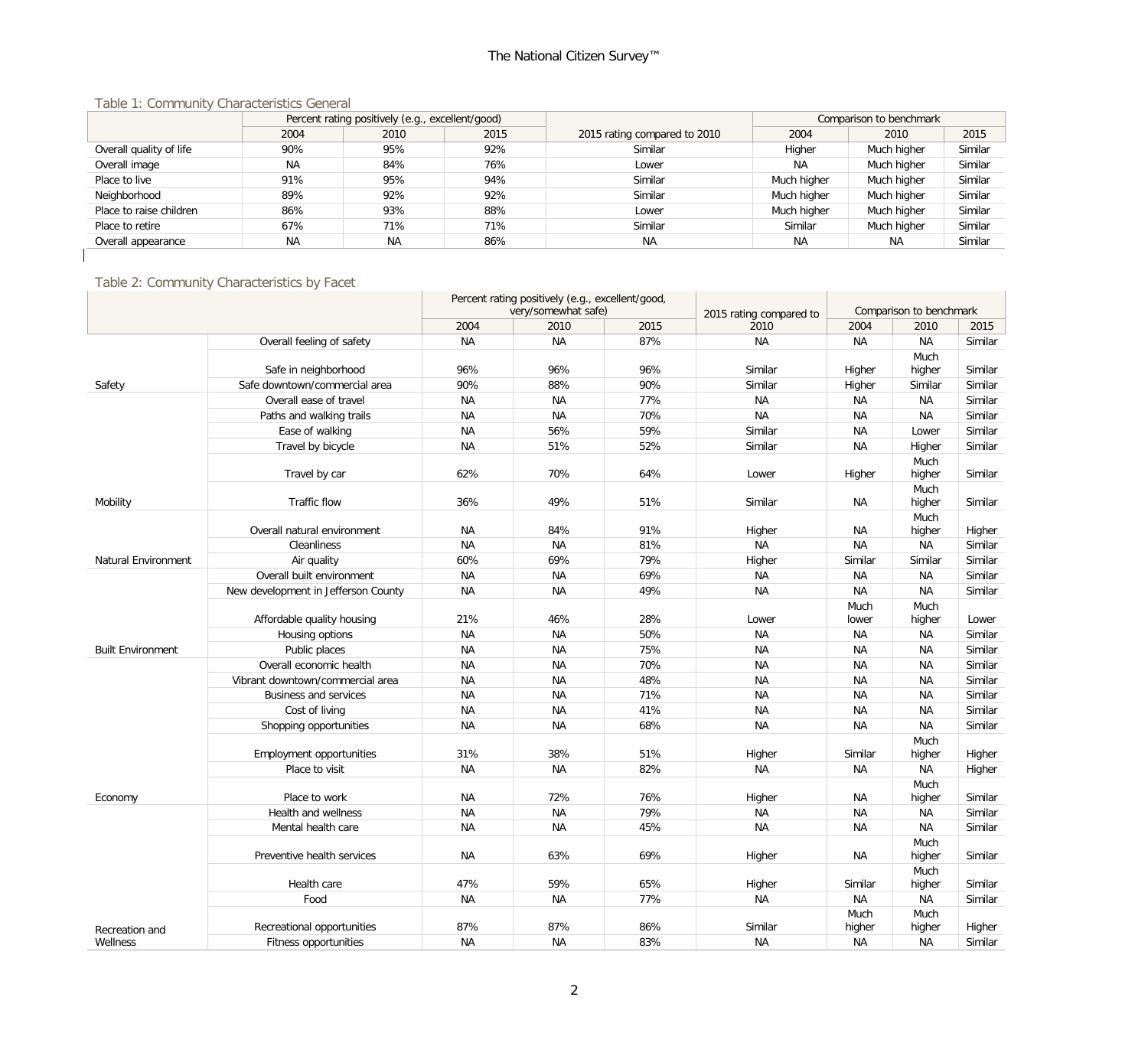Table 1: Community Characteristics General

| | Percent rating positively (e.g., excellent/good) | | | 2015 rating compared to 2010 | Comparison to benchmark | | |
|---|---|---|---|---|---|---|---|
| | 2004 | 2010 | 2015 | | 2004 | 2010 | 2015 |
| Overall quality of life | 90% | 95% | 92% | Similar | Higher | Much higher | Similar |
| Overall image | NA | 84% | 76% | Lower | NA | Much higher | Similar |
| Place to live | 91% | 95% | 94% | Similar | Much higher | Much higher | Similar |
| Neighborhood | 89% | 92% | 92% | Similar | Much higher | Much higher | Similar |
| Place to raise children | 86% | 93% | 88% | Lower | Much higher | Much higher | Similar |
| Place to retire | 67% | 71% | 71% | Similar | Similar | Much higher | Similar |
| Overall appearance | NA | NA | 86% | NA | NA | NA | Similar |

Table 2: Community Characteristics by Facet

| | | Percent rating positively (e.g., excellent/good, very/somewhat safe) | | | 2015 rating compared to 2010 | Comparison to benchmark | | |
|---|---|---|---|---|---|---|---|---|
| | | 2004 | 2010 | 2015 | | 2004 | 2010 | 2015 |
| Safety | Overall feeling of safety | NA | NA | 87% | NA | NA | NA | Similar |
| | Safe in neighborhood | 96% | 96% | 96% | Similar | Higher | Much higher | Similar |
| | Safe downtown/commercial area | 90% | 88% | 90% | Similar | Higher | Similar | Similar |
| Mobility | Overall ease of travel | NA | NA | 77% | NA | NA | NA | Similar |
| | Paths and walking trails | NA | NA | 70% | NA | NA | NA | Similar |
| | Ease of walking | NA | 56% | 59% | Similar | NA | Lower | Similar |
| | Travel by bicycle | NA | 51% | 52% | Similar | NA | Higher | Similar |
| | Travel by car | 62% | 70% | 64% | Lower | Higher | Much higher | Similar |
| | Traffic flow | 36% | 49% | 51% | Similar | NA | Much higher | Similar |
| Natural Environment | Overall natural environment | NA | 84% | 91% | Higher | NA | Much higher | Higher |
| | Cleanliness | NA | NA | 81% | NA | NA | NA | Similar |
| | Air quality | 60% | 69% | 79% | Higher | Similar | Similar | Similar |
| Built Environment | Overall built environment | NA | NA | 69% | NA | NA | NA | Similar |
| | New development in Jefferson County | NA | NA | 49% | NA | NA | NA | Similar |
| | Affordable quality housing | 21% | 46% | 28% | Lower | Much lower | Much higher | Lower |
| | Housing options | NA | NA | 50% | NA | NA | NA | Similar |
| | Public places | NA | NA | 75% | NA | NA | NA | Similar |
| Economy | Overall economic health | NA | NA | 70% | NA | NA | NA | Similar |
| | Vibrant downtown/commercial area | NA | NA | 48% | NA | NA | NA | Similar |
| | Business and services | NA | NA | 71% | NA | NA | NA | Similar |
| | Cost of living | NA | NA | 41% | NA | NA | NA | Similar |
| | Shopping opportunities | NA | NA | 68% | NA | NA | NA | Similar |
| | Employment opportunities | 31% | 38% | 51% | Higher | Similar | Much higher | Higher |
| | Place to visit | NA | NA | 82% | NA | NA | NA | Higher |
| | Place to work | NA | 72% | 76% | Higher | NA | Much higher | Similar |
| Recreation and Wellness | Health and wellness | NA | NA | 79% | NA | NA | NA | Similar |
| | Mental health care | NA | NA | 45% | NA | NA | NA | Similar |
| | Preventive health services | NA | 63% | 69% | Higher | NA | Much higher | Similar |
| | Health care | 47% | 59% | 65% | Higher | Similar | Much higher | Similar |
| | Food | NA | NA | 77% | NA | NA | NA | Similar |
| | Recreational opportunities | 87% | 87% | 86% | Similar | Much higher | Much higher | Higher |
| | Fitness opportunities | NA | NA | 83% | NA | NA | NA | Similar |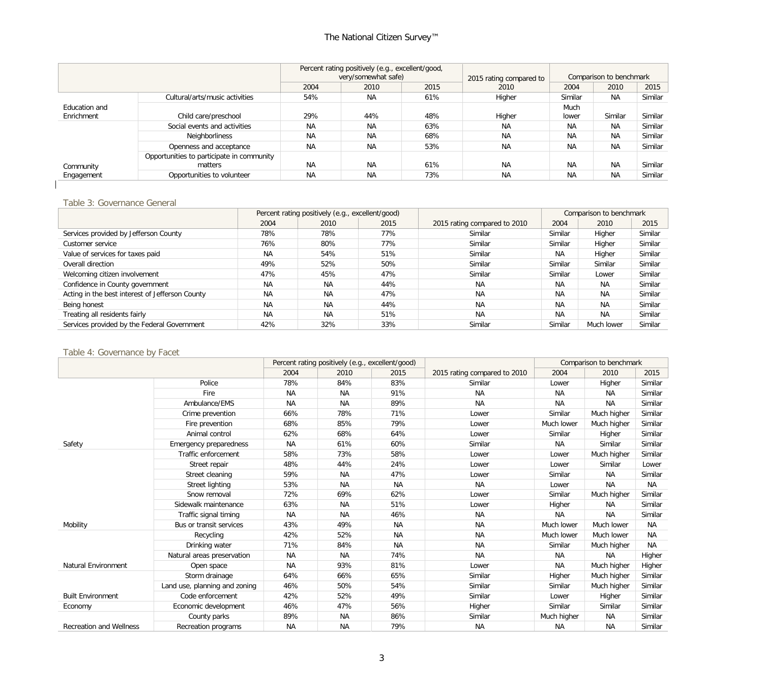| | | Percent rating positively (e.g., excellent/good, very/somewhat safe) | | | 2015 rating compared to 2010 | Comparison to benchmark | | |
|---|---|---|---|---|---|---|---|---|
| | | 2004 | 2010 | 2015 | | 2004 | 2010 | 2015 |
| Education and Enrichment | Cultural/arts/music activities | 54% | NA | 61% | Higher | Similar | NA | Similar |
| | Child care/preschool | 29% | 44% | 48% | Higher | Much lower | Similar | Similar |
| Community Engagement | Social events and activities | NA | NA | 63% | NA | NA | NA | Similar |
| | Neighborliness | NA | NA | 68% | NA | NA | NA | Similar |
| | Openness and acceptance | NA | NA | 53% | NA | NA | NA | Similar |
| | Opportunities to participate in community matters | NA | NA | 61% | NA | NA | NA | Similar |
| | Opportunities to volunteer | NA | NA | 73% | NA | NA | NA | Similar |

Table 3: Governance General

| | Percent rating positively (e.g., excellent/good) | | | | Comparison to benchmark | | |
|---|---|---|---|---|---|---|---|
| | 2004 | 2010 | 2015 | 2015 rating compared to 2010 | 2004 | 2010 | 2015 |
| Services provided by Jefferson County | 78% | 78% | 77% | Similar | Similar | Higher | Similar |
| Customer service | 76% | 80% | 77% | Similar | Similar | Higher | Similar |
| Value of services for taxes paid | NA | 54% | 51% | Similar | NA | Higher | Similar |
| Overall direction | 49% | 52% | 50% | Similar | Similar | Similar | Similar |
| Welcoming citizen involvement | 47% | 45% | 47% | Similar | Similar | Lower | Similar |
| Confidence in County government | NA | NA | 44% | NA | NA | NA | Similar |
| Acting in the best interest of Jefferson County | NA | NA | 47% | NA | NA | NA | Similar |
| Being honest | NA | NA | 44% | NA | NA | NA | Similar |
| Treating all residents fairly | NA | NA | 51% | NA | NA | NA | Similar |
| Services provided by the Federal Government | 42% | 32% | 33% | Similar | Similar | Much lower | Similar |

Table 4: Governance by Facet

| | | Percent rating positively (e.g., excellent/good) | | | | Comparison to benchmark | | |
|---|---|---|---|---|---|---|---|---|
| | | 2004 | 2010 | 2015 | 2015 rating compared to 2010 | 2004 | 2010 | 2015 |
| Safety | Police | 78% | 84% | 83% | Similar | Lower | Higher | Similar |
| | Fire | NA | NA | 91% | NA | NA | NA | Similar |
| | Ambulance/EMS | NA | NA | 89% | NA | NA | NA | Similar |
| | Crime prevention | 66% | 78% | 71% | Lower | Similar | Much higher | Similar |
| | Fire prevention | 68% | 85% | 79% | Lower | Much lower | Much higher | Similar |
| | Animal control | 62% | 68% | 64% | Lower | Similar | Higher | Similar |
| | Emergency preparedness | NA | 61% | 60% | Similar | NA | Similar | Similar |
| Mobility | Traffic enforcement | 58% | 73% | 58% | Lower | Lower | Much higher | Similar |
| | Street repair | 48% | 44% | 24% | Lower | Lower | Similar | Lower |
| | Street cleaning | 59% | NA | 47% | Lower | Similar | NA | Similar |
| | Street lighting | 53% | NA | NA | NA | Lower | NA | NA |
| | Snow removal | 72% | 69% | 62% | Lower | Similar | Much higher | Similar |
| | Sidewalk maintenance | 63% | NA | 51% | Lower | Higher | NA | Similar |
| | Traffic signal timing | NA | NA | 46% | NA | NA | NA | Similar |
| | Bus or transit services | 43% | 49% | NA | NA | Much lower | Much lower | NA |
| Natural Environment | Recycling | 42% | 52% | NA | NA | Much lower | Much lower | NA |
| | Drinking water | 71% | 84% | NA | NA | Similar | Much higher | NA |
| | Natural areas preservation | NA | NA | 74% | NA | NA | NA | Higher |
| | Open space | NA | 93% | 81% | Lower | NA | Much higher | Higher |
| Built Environment | Storm drainage | 64% | 66% | 65% | Similar | Higher | Much higher | Similar |
| | Land use, planning and zoning | 46% | 50% | 54% | Similar | Similar | Much higher | Similar |
| | Code enforcement | 42% | 52% | 49% | Similar | Lower | Higher | Similar |
| Economy | Economic development | 46% | 47% | 56% | Higher | Similar | Similar | Similar |
| Recreation and Wellness | County parks | 89% | NA | 86% | Similar | Much higher | NA | Similar |
| | Recreation programs | NA | NA | 79% | NA | NA | NA | Similar |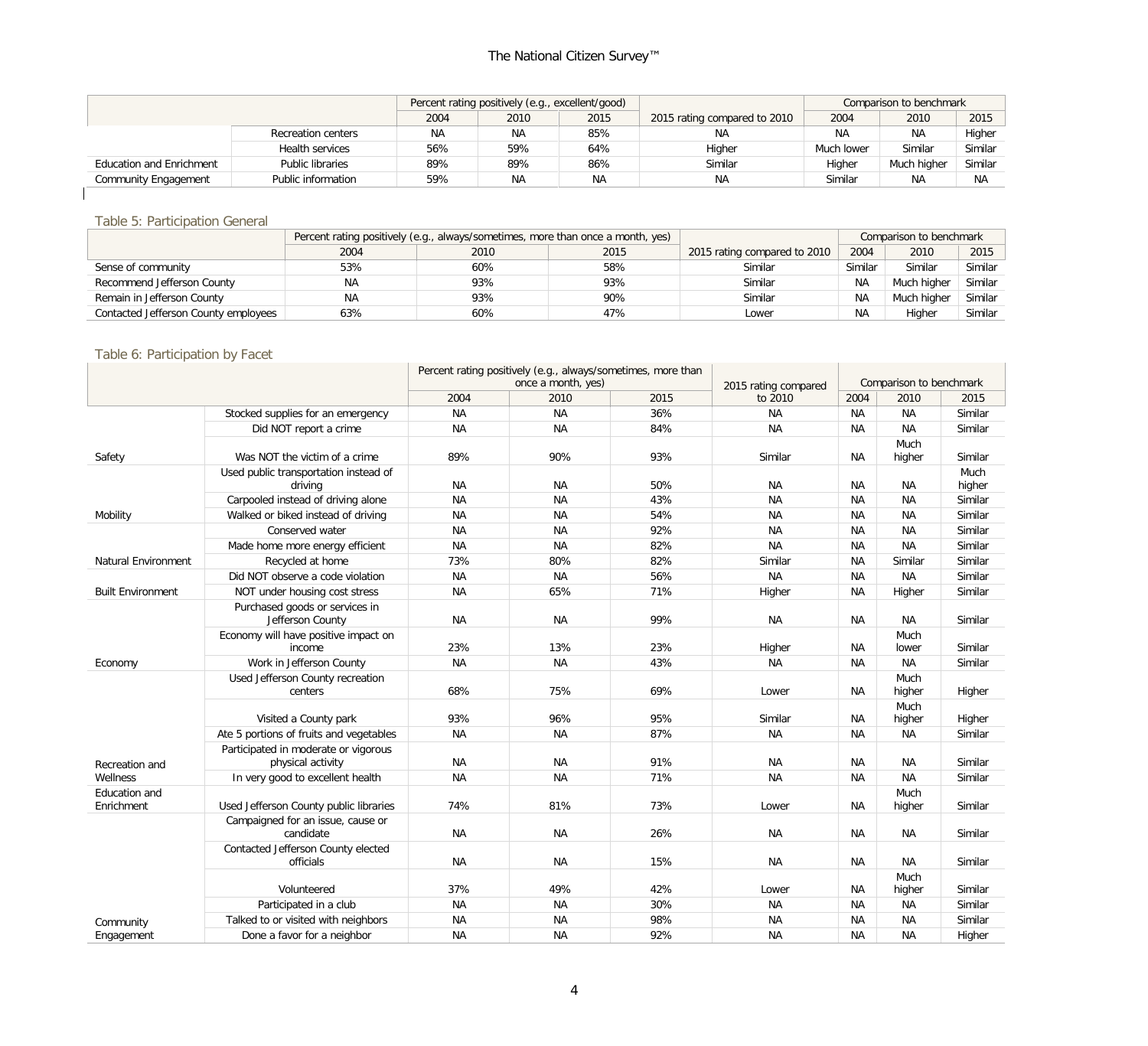|  |  | Percent rating positively (e.g., excellent/good) | | | 2015 rating compared to 2010 | Comparison to benchmark | | |
|---|---|---|---|---|---|---|---|---|
|  |  | 2004 | 2010 | 2015 |  | 2004 | 2010 | 2015 |
|  | Recreation centers | NA | NA | 85% | NA | NA | NA | Higher |
|  | Health services | 56% | 59% | 64% | Higher | Much lower | Similar | Similar |
| Education and Enrichment | Public libraries | 89% | 89% | 86% | Similar | Higher | Much higher | Similar |
| Community Engagement | Public information | 59% | NA | NA | NA | Similar | NA | NA |

## Table 5: Participation General

|  | Percent rating positively (e.g., always/sometimes, more than once a month, yes) | | | 2015 rating compared to 2010 | Comparison to benchmark | | |
|---|---|---|---|---|---|---|---|
|  | 2004 | 2010 | 2015 |  | 2004 | 2010 | 2015 |
| Sense of community | 53% | 60% | 58% | Similar | Similar | Similar | Similar |
| Recommend Jefferson County | NA | 93% | 93% | Similar | NA | Much higher | Similar |
| Remain in Jefferson County | NA | 93% | 90% | Similar | NA | Much higher | Similar |
| Contacted Jefferson County employees | 63% | 60% | 47% | Lower | NA | Higher | Similar |

## Table 6: Participation by Facet

|  |  | Percent rating positively (e.g., always/sometimes, more than once a month, yes) | | | 2015 rating compared to 2010 | Comparison to benchmark | | |
|---|---|---|---|---|---|---|---|---|
|  |  | 2004 | 2010 | 2015 |  | 2004 | 2010 | 2015 |
|  | Stocked supplies for an emergency | NA | NA | 36% | NA | NA | NA | Similar |
|  | Did NOT report a crime | NA | NA | 84% | NA | NA | NA | Similar |
| Safety | Was NOT the victim of a crime | 89% | 90% | 93% | Similar | NA | Much higher | Similar |
|  | Used public transportation instead of driving | NA | NA | 50% | NA | NA | NA | Much higher |
|  | Carpooled instead of driving alone | NA | NA | 43% | NA | NA | NA | Similar |
| Mobility | Walked or biked instead of driving | NA | NA | 54% | NA | NA | NA | Similar |
|  | Conserved water | NA | NA | 92% | NA | NA | NA | Similar |
|  | Made home more energy efficient | NA | NA | 82% | NA | NA | NA | Similar |
| Natural Environment | Recycled at home | 73% | 80% | 82% | Similar | NA | Similar | Similar |
|  | Did NOT observe a code violation | NA | NA | 56% | NA | NA | NA | Similar |
| Built Environment | NOT under housing cost stress | NA | 65% | 71% | Higher | NA | Higher | Similar |
|  | Purchased goods or services in Jefferson County | NA | NA | 99% | NA | NA | NA | Similar |
|  | Economy will have positive impact on income | 23% | 13% | 23% | Higher | NA | Much lower | Similar |
| Economy | Work in Jefferson County | NA | NA | 43% | NA | NA | NA | Similar |
|  | Used Jefferson County recreation centers | 68% | 75% | 69% | Lower | NA | Much higher | Higher |
|  | Visited a County park | 93% | 96% | 95% | Similar | NA | Much higher | Higher |
|  | Ate 5 portions of fruits and vegetables | NA | NA | 87% | NA | NA | NA | Similar |
|  | Participated in moderate or vigorous physical activity | NA | NA | 91% | NA | NA | NA | Similar |
| Recreation and Wellness | In very good to excellent health | NA | NA | 71% | NA | NA | NA | Similar |
| Education and Enrichment | Used Jefferson County public libraries | 74% | 81% | 73% | Lower | NA | Much higher | Similar |
|  | Campaigned for an issue, cause or candidate | NA | NA | 26% | NA | NA | NA | Similar |
|  | Contacted Jefferson County elected officials | NA | NA | 15% | NA | NA | NA | Similar |
|  | Volunteered | 37% | 49% | 42% | Lower | NA | Much higher | Similar |
|  | Participated in a club | NA | NA | 30% | NA | NA | NA | Similar |
|  | Talked to or visited with neighbors | NA | NA | 98% | NA | NA | NA | Similar |
| Community Engagement | Done a favor for a neighbor | NA | NA | 92% | NA | NA | NA | Higher |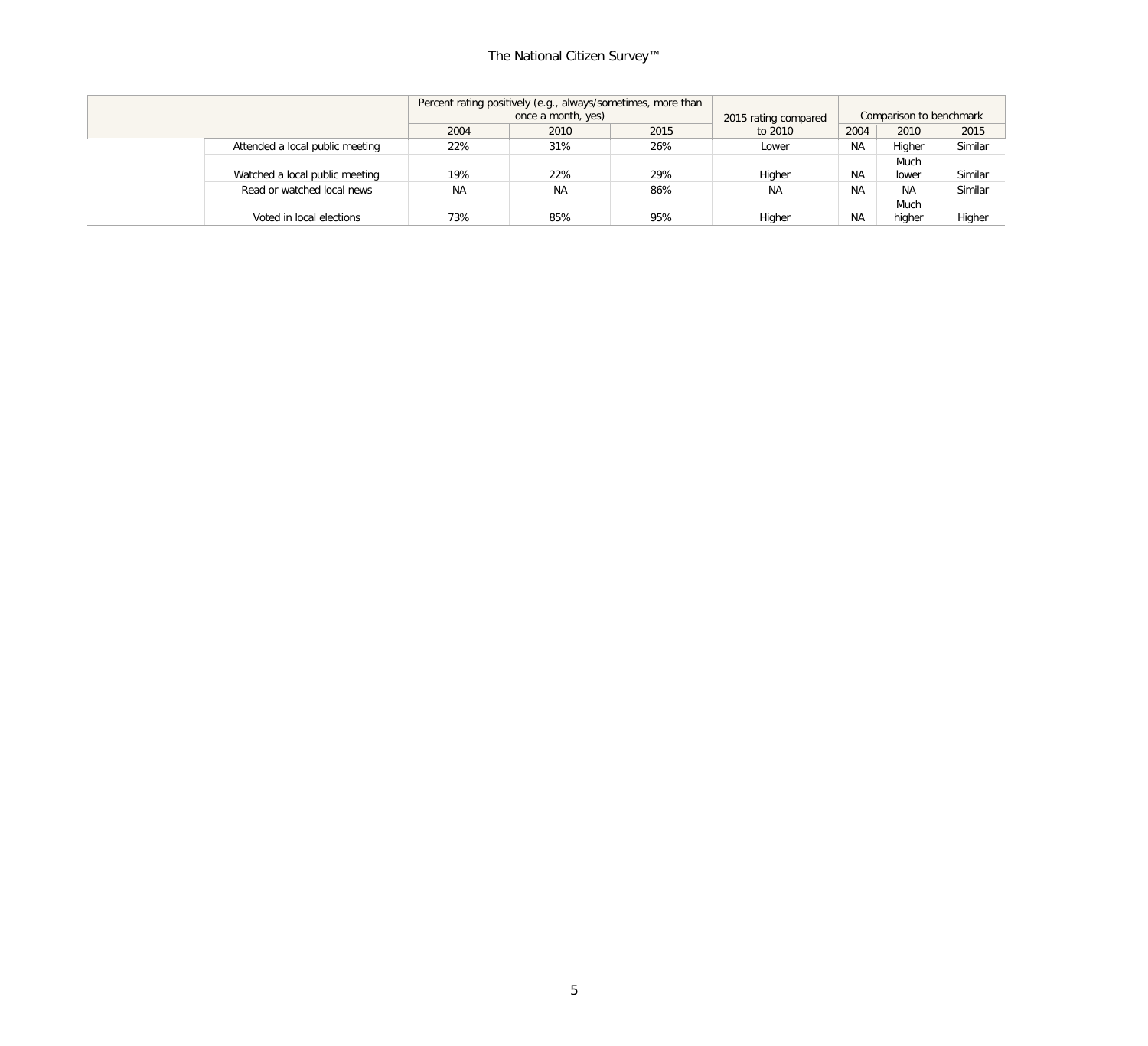| | | Percent rating positively (e.g., always/sometimes, more than once a month, yes) | | | 2015 rating compared to 2010 | Comparison to benchmark | | |
|---|---|---|---|---|---|---|---|---|
| | | 2004 | 2010 | 2015 | | 2004 | 2010 | 2015 |
| | Attended a local public meeting | 22% | 31% | 26% | Lower | NA | Higher | Similar |
| | Watched a local public meeting | 19% | 22% | 29% | Higher | NA | Much lower | Similar |
| | Read or watched local news | NA | NA | 86% | NA | NA | NA | Similar |
| | Voted in local elections | 73% | 85% | 95% | Higher | NA | Much higher | Higher |